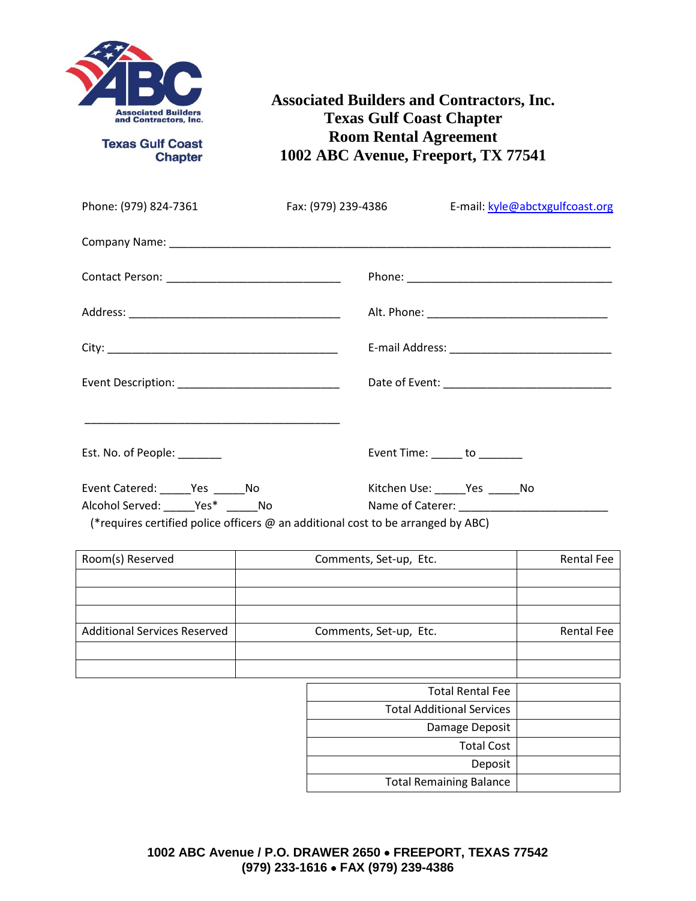Associated Builders and Contractors, Inc.
Texas Gulf Coast Chapter

# Associated Builders and Contractors, Inc.
## Texas Gulf Coast Chapter
## Room Rental Agreement
## 1002 ABC Avenue, Freeport, TX 77541

Phone: (979) 824-7361 Fax: (979) 239-4386 E-mail: kyle@abctxgulfcoast.org

Company Name: ___________________________________________________________________________

Contact Person: ____________________________ Phone: __________________________________

Address: __________________________________ Alt. Phone: ______________________________

City: _____________________________________ E-mail Address: __________________________

Event Description: __________________________ Date of Event: ___________________________

_________________________________________

Est. No. of People: _______ Event Time: _____ to _______

Event Catered: _____Yes _____No Kitchen Use: _____Yes _____No

Alcohol Served: _____Yes* _____No Name of Caterer: ________________________

(*requires certified police officers @ an additional cost to be arranged by ABC)

| Room(s) Reserved | Comments, Set-up, Etc. | Rental Fee |
|---|---|---|
| | | |
| | | |
| | | |
| **Additional Services Reserved** | **Comments, Set-up, Etc.** | **Rental Fee** |
| | | |
| | | |

| | |
|---|---|
| Total Rental Fee | |
| Total Additional Services | |
| Damage Deposit | |
| Total Cost | |
| Deposit | |
| Total Remaining Balance | |

**1002 ABC Avenue / P.O. DRAWER 2650 • FREEPORT, TEXAS 77542**
**(979) 233-1616 • FAX (979) 239-4386**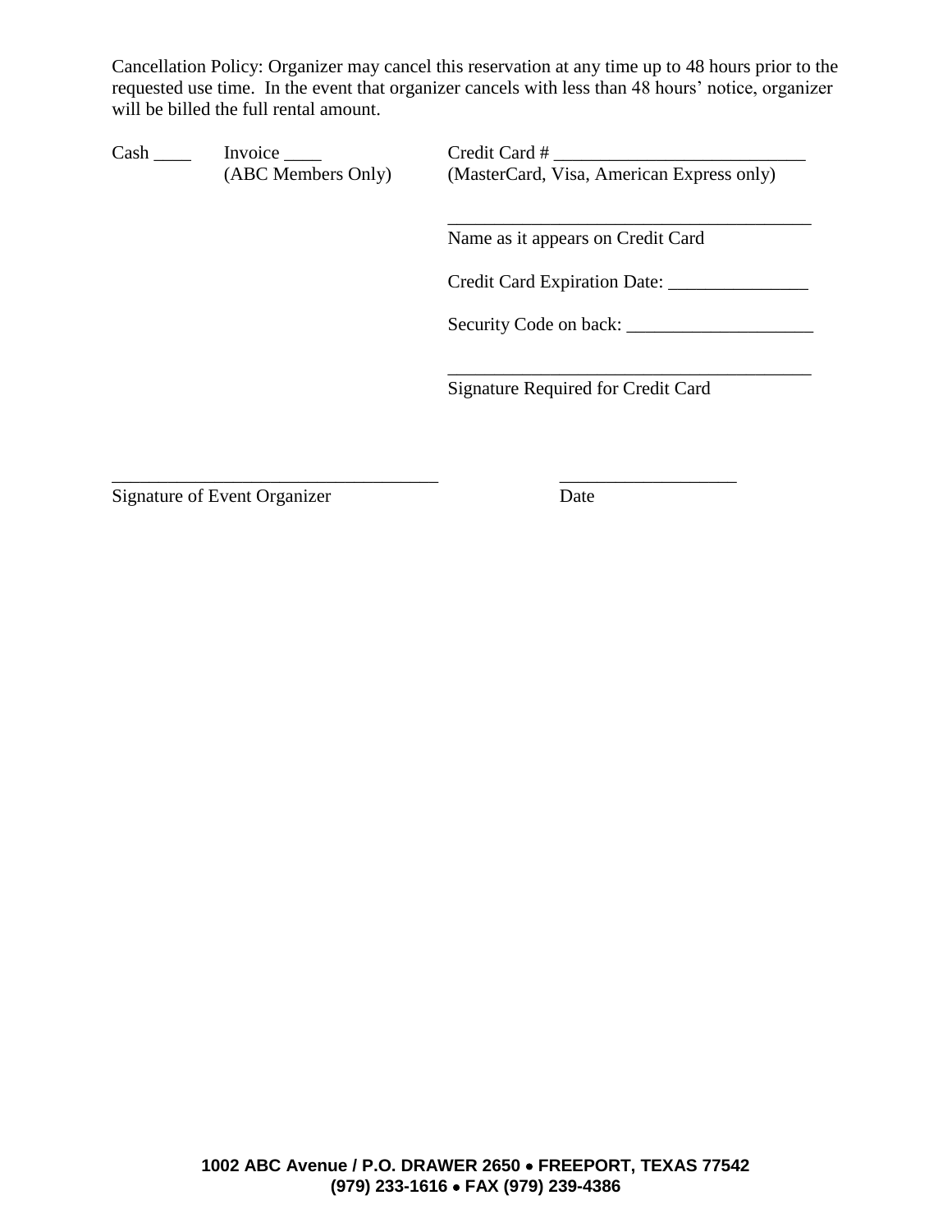Cancellation Policy: Organizer may cancel this reservation at any time up to 48 hours prior to the requested use time. In the event that organizer cancels with less than 48 hours' notice, organizer will be billed the full rental amount.

Cash ____

Invoice ____
(ABC Members Only)

Credit Card # ___________________________
(MasterCard, Visa, American Express only)

_______________________________________
Name as it appears on Credit Card

Credit Card Expiration Date: _______________

Security Code on back: ____________________

_______________________________________
Signature Required for Credit Card

___________________________________
Signature of Event Organizer

___________________
Date

**1002 ABC Avenue / P.O. DRAWER 2650 • FREEPORT, TEXAS 77542**
**(979) 233-1616 • FAX (979) 239-4386**